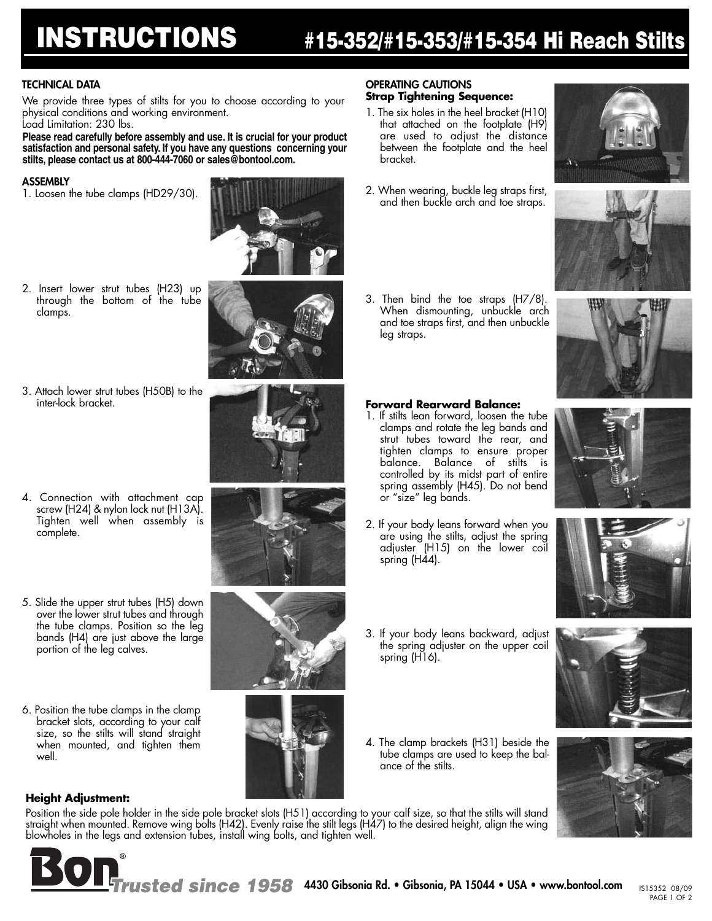# INSTRUCTIONS #15-352/#15-353/#15-354 Hi Reach Stilts

## TECHNICAL DATA

We provide three types of stilts for you to choose according to your physical conditions and working environment.
Load Limitation: 230 lbs.

**Please read carefully before assembly and use. It is crucial for your product satisfaction and personal safety. If you have any questions concerning your stilts, please contact us at 800-444-7060 or sales@bontool.com.**

## ASSEMBLY

1. Loosen the tube clamps (HD29/30).
2. Insert lower strut tubes (H23) up through the bottom of the tube clamps.
3. Attach lower strut tubes (H50B) to the inter-lock bracket.
4. Connection with attachment cap screw (H24) & nylon lock nut (H13A). Tighten well when assembly is complete.
5. Slide the upper strut tubes (H5) down over the lower strut tubes and through the tube clamps. Position so the leg bands (H4) are just above the large portion of the leg calves.
6. Position the tube clamps in the clamp bracket slots, according to your calf size, so the stilts will stand straight when mounted, and tighten them well.

### Height Adjustment:

Position the side pole holder in the side pole bracket slots (H51) according to your calf size, so that the stilts will stand straight when mounted. Remove wing bolts (H42). Evenly raise the stilt legs (H47) to the desired height, align the wing blowholes in the legs and extension tubes, install wing bolts, and tighten well.

## OPERATING CAUTIONS

### Strap Tightening Sequence:

1. The six holes in the heel bracket (H10) that attached on the footplate (H9) are used to adjust the distance between the footplate and the heel bracket.
2. When wearing, buckle leg straps first, and then buckle arch and toe straps.
3. Then bind the toe straps (H7/8). When dismounting, unbuckle arch and toe straps first, and then unbuckle leg straps.

### Forward Rearward Balance:

1. If stilts lean forward, loosen the tube clamps and rotate the leg bands and strut tubes toward the rear, and tighten clamps to ensure proper balance. Balance of stilts is controlled by its midst part of entire spring assembly (H45). Do not bend or "size" leg bands.
2. If your body leans forward when you are using the stilts, adjust the spring adjuster (H15) on the lower coil spring (H44).
3. If your body leans backward, adjust the spring adjuster on the upper coil spring (H16).
4. The clamp brackets (H31) beside the tube clamps are used to keep the balance of the stilts.

Bon® *Trusted since 1958* 4430 Gibsonia Rd. • Gibsonia, PA 15044 • USA • www.bontool.com

IS15352 08/09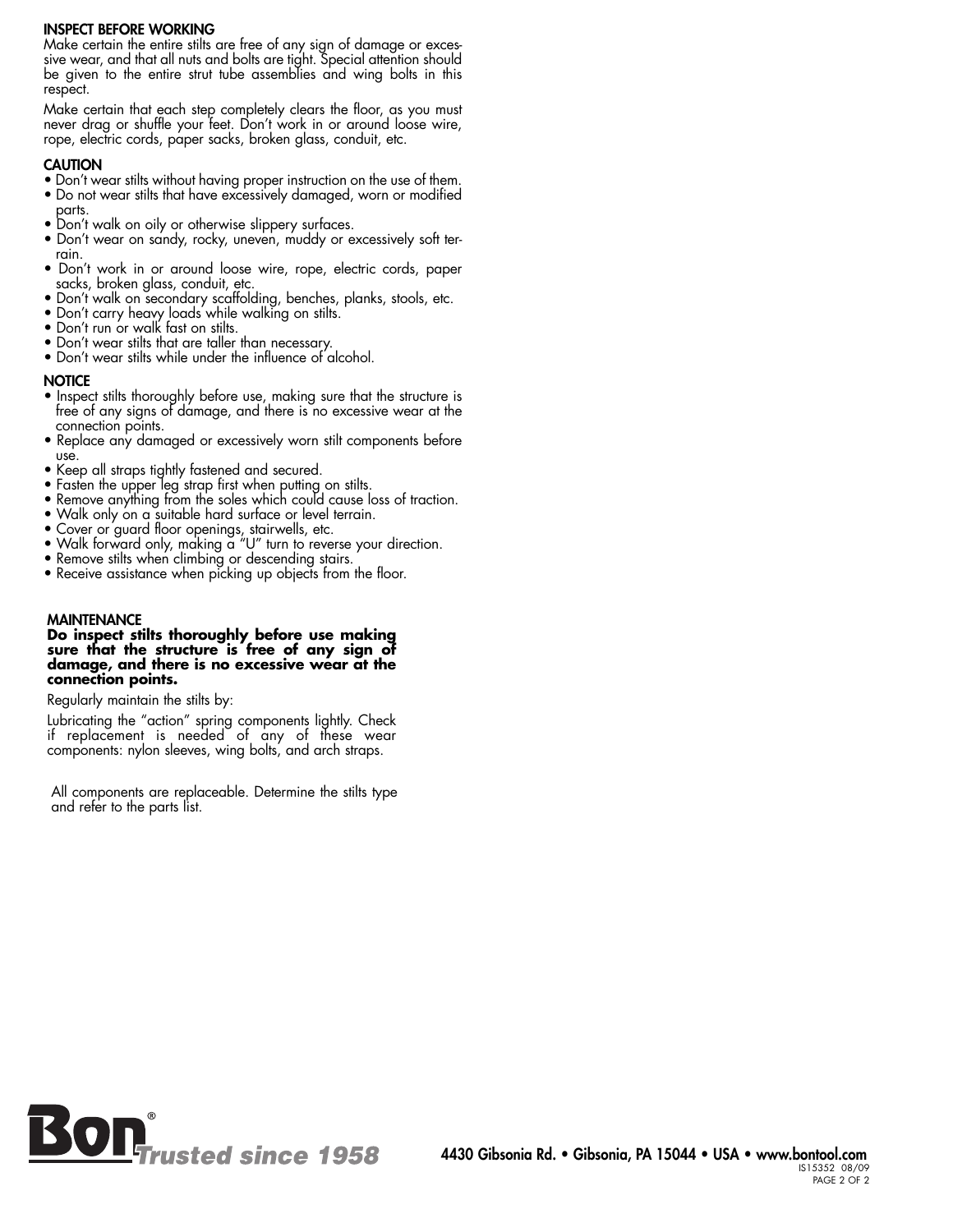## INSPECT BEFORE WORKING

Make certain the entire stilts are free of any sign of damage or excessive wear, and that all nuts and bolts are tight. Special attention should be given to the entire strut tube assemblies and wing bolts in this respect.

Make certain that each step completely clears the floor, as you must never drag or shuffle your feet. Don't work in or around loose wire, rope, electric cords, paper sacks, broken glass, conduit, etc.

## CAUTION

- Don't wear stilts without having proper instruction on the use of them.
- Do not wear stilts that have excessively damaged, worn or modified parts.
- Don't walk on oily or otherwise slippery surfaces.
- Don't wear on sandy, rocky, uneven, muddy or excessively soft terrain.
- Don't work in or around loose wire, rope, electric cords, paper sacks, broken glass, conduit, etc.
- Don't walk on secondary scaffolding, benches, planks, stools, etc.
- Don't carry heavy loads while walking on stilts.
- Don't run or walk fast on stilts.
- Don't wear stilts that are taller than necessary.
- Don't wear stilts while under the influence of alcohol.

## NOTICE

- Inspect stilts thoroughly before use, making sure that the structure is free of any signs of damage, and there is no excessive wear at the connection points.
- Replace any damaged or excessively worn stilt components before use.
- Keep all straps tightly fastened and secured.
- Fasten the upper leg strap first when putting on stilts.
- Remove anything from the soles which could cause loss of traction.
- Walk only on a suitable hard surface or level terrain.
- Cover or guard floor openings, stairwells, etc.
- Walk forward only, making a "U" turn to reverse your direction.
- Remove stilts when climbing or descending stairs.
- Receive assistance when picking up objects from the floor.

## MAINTENANCE

**Do inspect stilts thoroughly before use making sure that the structure is free of any sign of damage, and there is no excessive wear at the connection points.**

Regularly maintain the stilts by:

Lubricating the "action" spring components lightly. Check if replacement is needed of any of these wear components: nylon sleeves, wing bolts, and arch straps.

All components are replaceable. Determine the stilts type and refer to the parts list.

Bon® *Trusted since 1958*

4430 Gibsonia Rd. • Gibsonia, PA 15044 • USA • www.bontool.com

IS15352 08/09